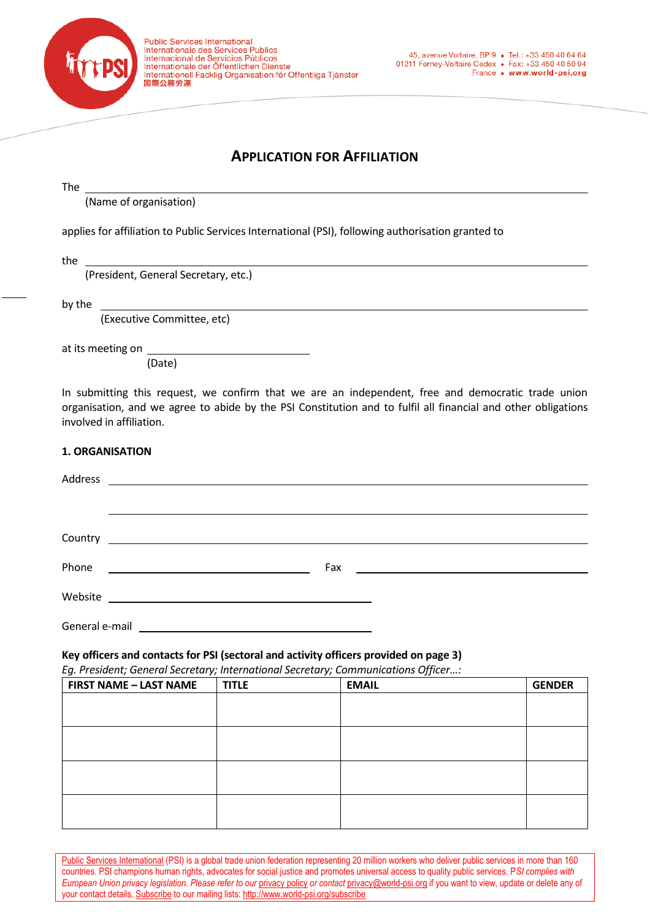Public Services International
Internationale des Services Publics
Internacional de Servicios Públicos
Internationale der Öffentlichen Dienste
Internationell Facklig Organisation för Offentliga Tjänster
国際公務労連

45, avenue Voltaire, BP 9 • Tel.: +33 450 40 64 64
01211 Ferney-Voltaire Cedex • Fax: +33 450 40 50 94
France • www.world-psi.org

# APPLICATION FOR AFFILIATION

The ____________________________________________
(Name of organisation)

applies for affiliation to Public Services International (PSI), following authorisation granted to

the ____________________________________________
(President, General Secretary, etc.)

by the ____________________________________________
(Executive Committee, etc)

at its meeting on ____________________
(Date)

In submitting this request, we confirm that we are an independent, free and democratic trade union organisation, and we agree to abide by the PSI Constitution and to fulfil all financial and other obligations involved in affiliation.

**1. ORGANISATION**

Address ____________________________________________

____________________________________________

Country ____________________________________________

Phone ____________________ Fax ____________________

Website ____________________________________________

General e-mail ____________________________________________

**Key officers and contacts for PSI (sectoral and activity officers provided on page 3)**
*Eg. President; General Secretary; International Secretary; Communications Officer…:*

| FIRST NAME – LAST NAME | TITLE | EMAIL | GENDER |
|---|---|---|---|
| | | | |
| | | | |
| | | | |
| | | | |

Public Services International (PSI) is a global trade union federation representing 20 million workers who deliver public services in more than 160 countries. PSI champions human rights, advocates for social justice and promotes universal access to quality public services. P*SI complies with European Union privacy legislation. Please refer to our* privacy policy *or contact* privacy@world-psi.org if you want to view, update or delete any of your contact details. Subscribe to our mailing lists: http://www.world-psi.org/subscribe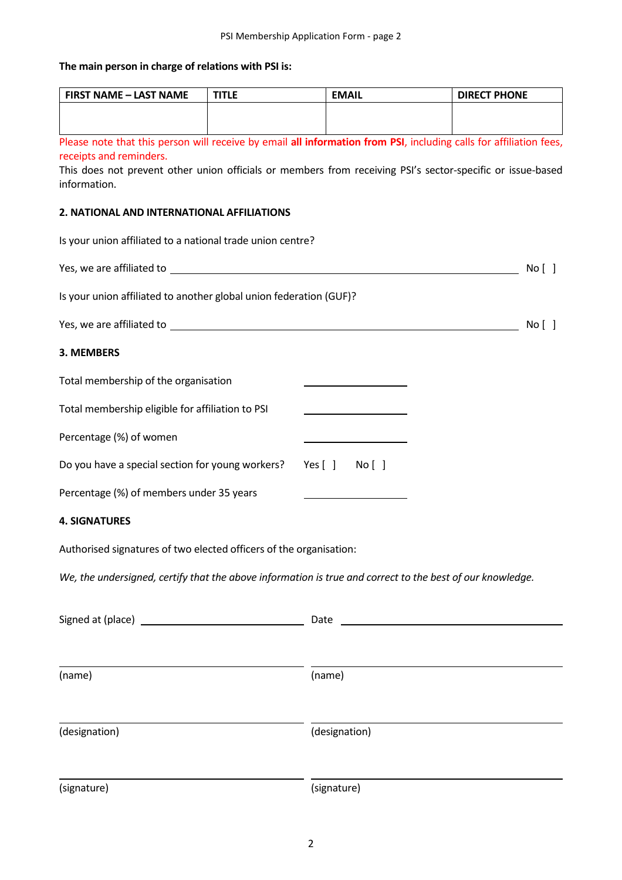**The main person in charge of relations with PSI is:**

| FIRST NAME – LAST NAME | TITLE | EMAIL | DIRECT PHONE |
| --- | --- | --- | --- |
| | | | |

Please note that this person will receive by email **all information from PSI**, including calls for affiliation fees, receipts and reminders.

This does not prevent other union officials or members from receiving PSI's sector-specific or issue-based information.

## 2. NATIONAL AND INTERNATIONAL AFFILIATIONS

Is your union affiliated to a national trade union centre?

Yes, we are affiliated to \_\_\_\_\_\_\_\_\_\_\_\_\_\_\_\_\_\_\_\_\_\_\_\_\_\_\_\_\_\_\_\_\_\_\_\_\_\_\_\_\_\_ No [ ]

Is your union affiliated to another global union federation (GUF)?

Yes, we are affiliated to \_\_\_\_\_\_\_\_\_\_\_\_\_\_\_\_\_\_\_\_\_\_\_\_\_\_\_\_\_\_\_\_\_\_\_\_\_\_\_\_\_\_ No [ ]

## 3. MEMBERS

Total membership of the organisation \_\_\_\_\_\_\_\_\_\_\_\_\_\_\_\_

Total membership eligible for affiliation to PSI \_\_\_\_\_\_\_\_\_\_\_\_\_\_\_\_

Percentage (%) of women \_\_\_\_\_\_\_\_\_\_\_\_\_\_\_\_

Do you have a special section for young workers? Yes [ ] No [ ]

Percentage (%) of members under 35 years \_\_\_\_\_\_\_\_\_\_\_\_\_\_\_\_

## 4. SIGNATURES

Authorised signatures of two elected officers of the organisation:

*We, the undersigned, certify that the above information is true and correct to the best of our knowledge.*

Signed at (place) \_\_\_\_\_\_\_\_\_\_\_\_\_\_\_\_\_\_\_\_\_\_\_\_ Date \_\_\_\_\_\_\_\_\_\_\_\_\_\_\_\_\_\_\_\_\_\_\_\_

| | |
| --- | --- |
| (name) | (name) |
| (designation) | (designation) |
| (signature) | (signature) |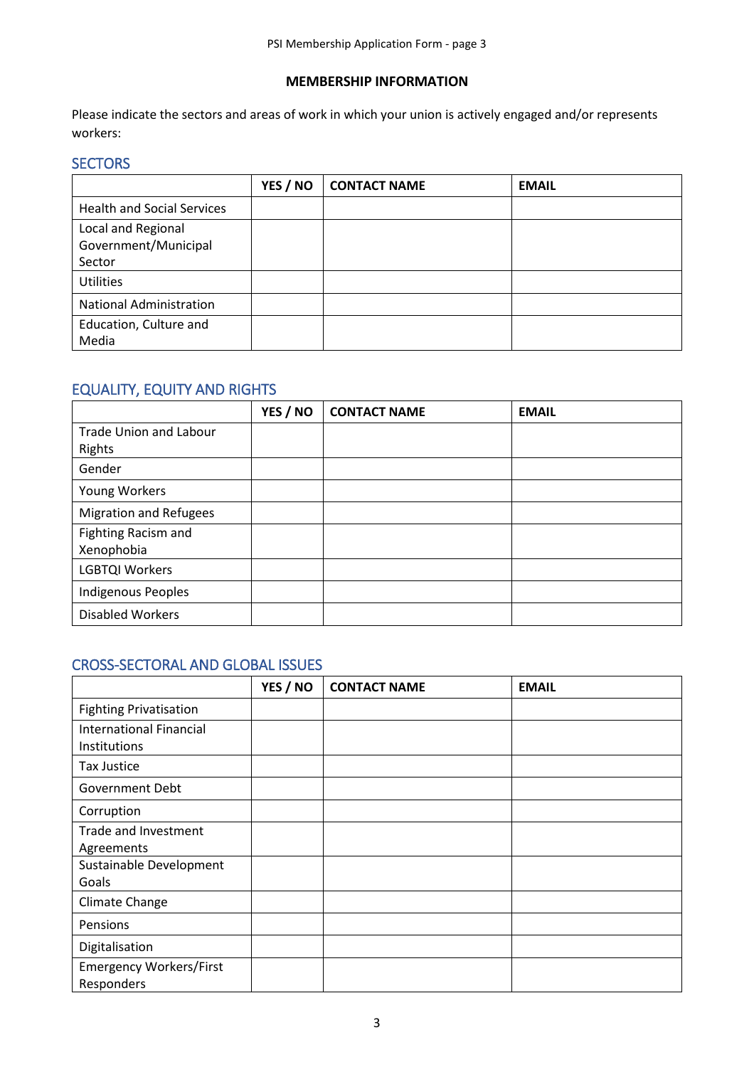## MEMBERSHIP INFORMATION

Please indicate the sectors and areas of work in which your union is actively engaged and/or represents workers:

### SECTORS

| | YES / NO | CONTACT NAME | EMAIL |
|---|---|---|---|
| Health and Social Services | | | |
| Local and Regional Government/Municipal Sector | | | |
| Utilities | | | |
| National Administration | | | |
| Education, Culture and Media | | | |

### EQUALITY, EQUITY AND RIGHTS

| | YES / NO | CONTACT NAME | EMAIL |
|---|---|---|---|
| Trade Union and Labour Rights | | | |
| Gender | | | |
| Young Workers | | | |
| Migration and Refugees | | | |
| Fighting Racism and Xenophobia | | | |
| LGBTQI Workers | | | |
| Indigenous Peoples | | | |
| Disabled Workers | | | |

### CROSS-SECTORAL AND GLOBAL ISSUES

| | YES / NO | CONTACT NAME | EMAIL |
|---|---|---|---|
| Fighting Privatisation | | | |
| International Financial Institutions | | | |
| Tax Justice | | | |
| Government Debt | | | |
| Corruption | | | |
| Trade and Investment Agreements | | | |
| Sustainable Development Goals | | | |
| Climate Change | | | |
| Pensions | | | |
| Digitalisation | | | |
| Emergency Workers/First Responders | | | |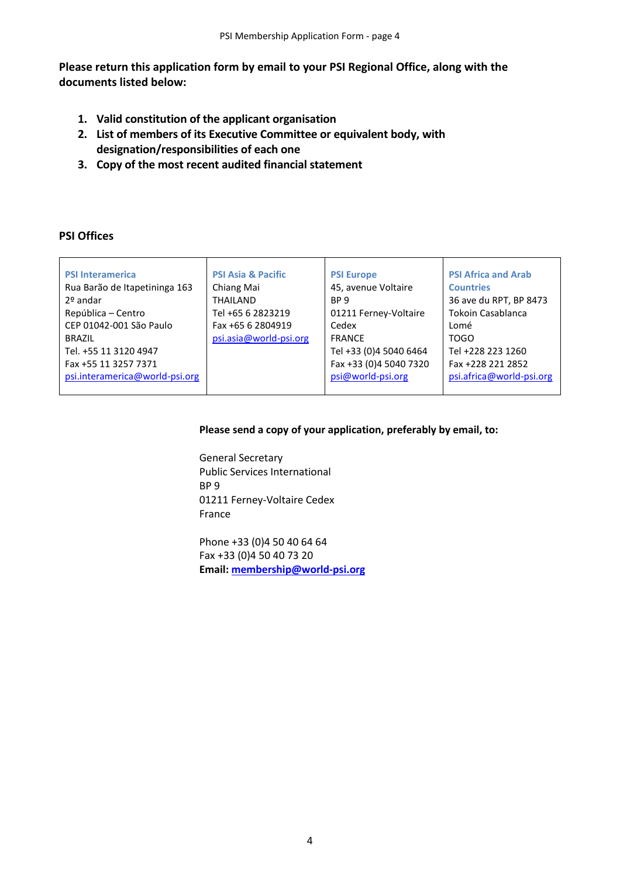**Please return this application form by email to your PSI Regional Office, along with the documents listed below:**

1. **Valid constitution of the applicant organisation**
2. **List of members of its Executive Committee or equivalent body, with designation/responsibilities of each one**
3. **Copy of the most recent audited financial statement**

## PSI Offices

| | | | |
|---|---|---|---|
| **PSI Interamerica**<br>Rua Barão de Itapetininga 163<br>2º andar<br>República – Centro<br>CEP 01042-001 São Paulo<br>BRAZIL<br>Tel. +55 11 3120 4947<br>Fax +55 11 3257 7371<br>psi.interamerica@world-psi.org | **PSI Asia & Pacific**<br>Chiang Mai<br>THAILAND<br>Tel +65 6 2823219<br>Fax +65 6 2804919<br>psi.asia@world-psi.org | **PSI Europe**<br>45, avenue Voltaire<br>BP 9<br>01211 Ferney-Voltaire Cedex<br>FRANCE<br>Tel +33 (0)4 5040 6464<br>Fax +33 (0)4 5040 7320<br>psi@world-psi.org | **PSI Africa and Arab Countries**<br>36 ave du RPT, BP 8473<br>Tokoin Casablanca<br>Lomé<br>TOGO<br>Tel +228 223 1260<br>Fax +228 221 2852<br>psi.africa@world-psi.org |

**Please send a copy of your application, preferably by email, to:**

General Secretary
Public Services International
BP 9
01211 Ferney-Voltaire Cedex
France

Phone +33 (0)4 50 40 64 64
Fax +33 (0)4 50 40 73 20
**Email: membership@world-psi.org**